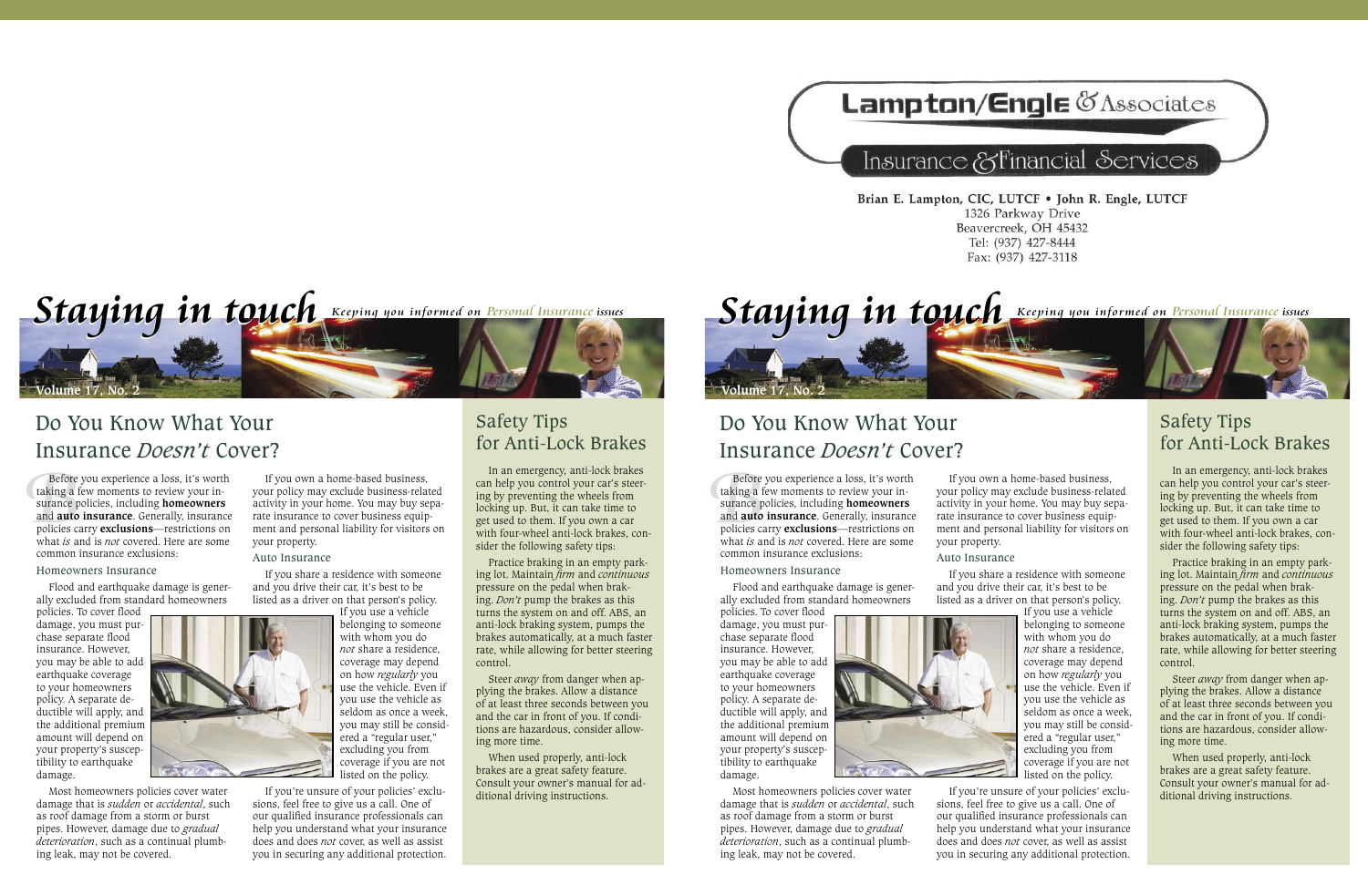Lampton/Engle & Associates

Insurance & Financial Services

**Brian E. Lampton, CIC, LUTCF • John R. Engle, LUTCF**
1326 Parkway Drive
Beavercreek, OH 45432
Tel: (937) 427-8444
Fax: (937) 427-3118

# Staying in touch

*Keeping you informed on Personal Insurance issues*

Volume 17, No. 2

## Do You Know What Your Insurance *Doesn't* Cover?

Before you experience a loss, it's worth taking a few moments to review your insurance policies, including **homeowners** and **auto insurance**. Generally, insurance policies carry **exclusions**—restrictions on what *is* and is *not* covered. Here are some common insurance exclusions:

### Homeowners Insurance

Flood and earthquake damage is generally excluded from standard homeowners policies. To cover flood damage, you must purchase separate flood insurance. However, you may be able to add earthquake coverage to your homeowners policy. A separate deductible will apply, and the additional premium amount will depend on your property's susceptibility to earthquake damage.

Most homeowners policies cover water damage that is *sudden* or *accidental*, such as roof damage from a storm or burst pipes. However, damage due to *gradual deterioration*, such as a continual plumbing leak, may not be covered.

If you own a home-based business, your policy may exclude business-related activity in your home. You may buy separate insurance to cover business equipment and personal liability for visitors on your property.

### Auto Insurance

If you share a residence with someone and you drive their car, it's best to be listed as a driver on that person's policy. If you use a vehicle belonging to someone with whom you do *not* share a residence, coverage may depend on how *regularly* you use the vehicle. Even if you use the vehicle as seldom as once a week, you may still be considered a "regular user," excluding you from coverage if you are not listed on the policy.

If you're unsure of your policies' exclusions, feel free to give us a call. One of our qualified insurance professionals can help you understand what your insurance does and does *not* cover, as well as assist you in securing any additional protection.

## Safety Tips for Anti-Lock Brakes

In an emergency, anti-lock brakes can help you control your car's steering by preventing the wheels from locking up. But, it can take time to get used to them. If you own a car with four-wheel anti-lock brakes, consider the following safety tips:

Practice braking in an empty parking lot. Maintain *firm* and *continuous* pressure on the pedal when braking. *Don't* pump the brakes as this turns the system on and off. ABS, an anti-lock braking system, pumps the brakes automatically, at a much faster rate, while allowing for better steering control.

Steer *away* from danger when applying the brakes. Allow a distance of at least three seconds between you and the car in front of you. If conditions are hazardous, consider allowing more time.

When used properly, anti-lock brakes are a great safety feature. Consult your owner's manual for additional driving instructions.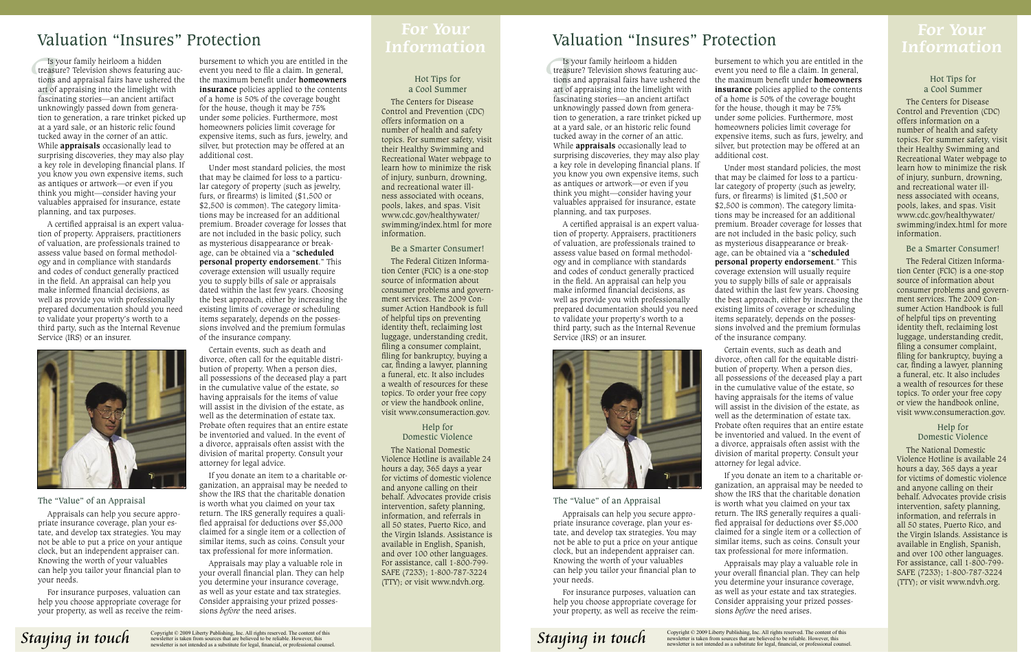# Valuation "Insures" Protection

Is your family heirloom a hidden treasure? Television shows featuring auctions and appraisal fairs have ushered the art of appraising into the limelight with fascinating stories—an ancient artifact unknowingly passed down from generation to generation, a rare trinket picked up at a yard sale, or an historic relic found tucked away in the corner of an attic. While **appraisals** occasionally lead to surprising discoveries, they may also play a key role in developing financial plans. If you know you own expensive items, such as antiques or artwork—or even if you think you might—consider having your valuables appraised for insurance, estate planning, and tax purposes.

A certified appraisal is an expert valuation of property. Appraisers, practitioners of valuation, are professionals trained to assess value based on formal methodology and in compliance with standards and codes of conduct generally practiced in the field. An appraisal can help you make informed financial decisions, as well as provide you with professionally prepared documentation should you need to validate your property's worth to a third party, such as the Internal Revenue Service (IRS) or an insurer.

## The "Value" of an Appraisal

Appraisals can help you secure appropriate insurance coverage, plan your estate, and develop tax strategies. You may not be able to put a price on your antique clock, but an independent appraiser can. Knowing the worth of your valuables can help you tailor your financial plan to your needs.

For insurance purposes, valuation can help you choose appropriate coverage for your property, as well as receive the reimbursement to which you are entitled in the event you need to file a claim. In general, the maximum benefit under **homeowners insurance** policies applied to the contents of a home is 50% of the coverage bought for the house, though it may be 75% under some policies. Furthermore, most homeowners policies limit coverage for expensive items, such as furs, jewelry, and silver, but protection may be offered at an additional cost.

Under most standard policies, the most that may be claimed for loss to a particular category of property (such as jewelry, furs, or firearms) is limited ($1,500 or $2,500 is common). The category limitations may be increased for an additional premium. Broader coverage for losses that are not included in the basic policy, such as mysterious disappearance or breakage, can be obtained via a "**scheduled personal property endorsement**." This coverage extension will usually require you to supply bills of sale or appraisals dated within the last few years. Choosing the best approach, either by increasing the existing limits of coverage or scheduling items separately, depends on the possessions involved and the premium formulas of the insurance company.

Certain events, such as death and divorce, often call for the equitable distribution of property. When a person dies, all possessions of the deceased play a part in the cumulative value of the estate, so having appraisals for the items of value will assist in the division of the estate, as well as the determination of estate tax. Probate often requires that an entire estate be inventoried and valued. In the event of a divorce, appraisals often assist with the division of marital property. Consult your attorney for legal advice.

If you donate an item to a charitable organization, an appraisal may be needed to show the IRS that the charitable donation is worth what you claimed on your tax return. The IRS generally requires a qualified appraisal for deductions over $5,000 claimed for a single item or a collection of similar items, such as coins. Consult your tax professional for more information.

Appraisals may play a valuable role in your overall financial plan. They can help you determine your insurance coverage, as well as your estate and tax strategies. Consider appraising your prized possessions *before* the need arises.

# For Your Information

### Hot Tips for a Cool Summer

The Centers for Disease Control and Prevention (CDC) offers information on a number of health and safety topics. For summer safety, visit their Healthy Swimming and Recreational Water webpage to learn how to minimize the risk of injury, sunburn, drowning, and recreational water illness associated with oceans, pools, lakes, and spas. Visit www.cdc.gov/healthywater/swimming/index.html for more information.

### Be a Smarter Consumer!

The Federal Citizen Information Center (FCIC) is a one-stop source of information about consumer problems and government services. The 2009 Consumer Action Handbook is full of helpful tips on preventing identity theft, reclaiming lost luggage, understanding credit, filing a consumer complaint, filing for bankruptcy, buying a car, finding a lawyer, planning a funeral, etc. It also includes a wealth of resources for these topics. To order your free copy or view the handbook online, visit www.consumeraction.gov.

### Help for Domestic Violence

The National Domestic Violence Hotline is available 24 hours a day, 365 days a year for victims of domestic violence and anyone calling on their behalf. Advocates provide crisis intervention, safety planning, information, and referrals in all 50 states, Puerto Rico, and the Virgin Islands. Assistance is available in English, Spanish, and over 100 other languages. For assistance, call 1-800-799-SAFE (7233); 1-800-787-3224 (TTY); or visit www.ndvh.org.

*Staying in touch*

Copyright © 2009 Liberty Publishing, Inc. All rights reserved. The content of this newsletter is taken from sources that are believed to be reliable. However, this newsletter is not intended as a substitute for legal, financial, or professional counsel.

# Valuation "Insures" Protection

Is your family heirloom a hidden treasure? Television shows featuring auctions and appraisal fairs have ushered the art of appraising into the limelight with fascinating stories—an ancient artifact unknowingly passed down from generation to generation, a rare trinket picked up at a yard sale, or an historic relic found tucked away in the corner of an attic. While **appraisals** occasionally lead to surprising discoveries, they may also play a key role in developing financial plans. If you know you own expensive items, such as antiques or artwork—or even if you think you might—consider having your valuables appraised for insurance, estate planning, and tax purposes.

A certified appraisal is an expert valuation of property. Appraisers, practitioners of valuation, are professionals trained to assess value based on formal methodology and in compliance with standards and codes of conduct generally practiced in the field. An appraisal can help you make informed financial decisions, as well as provide you with professionally prepared documentation should you need to validate your property's worth to a third party, such as the Internal Revenue Service (IRS) or an insurer.

## The "Value" of an Appraisal

Appraisals can help you secure appropriate insurance coverage, plan your estate, and develop tax strategies. You may not be able to put a price on your antique clock, but an independent appraiser can. Knowing the worth of your valuables can help you tailor your financial plan to your needs.

For insurance purposes, valuation can help you choose appropriate coverage for your property, as well as receive the reimbursement to which you are entitled in the event you need to file a claim. In general, the maximum benefit under **homeowners insurance** policies applied to the contents of a home is 50% of the coverage bought for the house, though it may be 75% under some policies. Furthermore, most homeowners policies limit coverage for expensive items, such as furs, jewelry, and silver, but protection may be offered at an additional cost.

Under most standard policies, the most that may be claimed for loss to a particular category of property (such as jewelry, furs, or firearms) is limited ($1,500 or $2,500 is common). The category limitations may be increased for an additional premium. Broader coverage for losses that are not included in the basic policy, such as mysterious disappearance or breakage, can be obtained via a "**scheduled personal property endorsement**." This coverage extension will usually require you to supply bills of sale or appraisals dated within the last few years. Choosing the best approach, either by increasing the existing limits of coverage or scheduling items separately, depends on the possessions involved and the premium formulas of the insurance company.

Certain events, such as death and divorce, often call for the equitable distribution of property. When a person dies, all possessions of the deceased play a part in the cumulative value of the estate, so having appraisals for the items of value will assist in the division of the estate, as well as the determination of estate tax. Probate often requires that an entire estate be inventoried and valued. In the event of a divorce, appraisals often assist with the division of marital property. Consult your attorney for legal advice.

If you donate an item to a charitable organization, an appraisal may be needed to show the IRS that the charitable donation is worth what you claimed on your tax return. The IRS generally requires a qualified appraisal for deductions over $5,000 claimed for a single item or a collection of similar items, such as coins. Consult your tax professional for more information.

Appraisals may play a valuable role in your overall financial plan. They can help you determine your insurance coverage, as well as your estate and tax strategies. Consider appraising your prized possessions *before* the need arises.

# For Your Information

### Hot Tips for a Cool Summer

The Centers for Disease Control and Prevention (CDC) offers information on a number of health and safety topics. For summer safety, visit their Healthy Swimming and Recreational Water webpage to learn how to minimize the risk of injury, sunburn, drowning, and recreational water illness associated with oceans, pools, lakes, and spas. Visit www.cdc.gov/healthywater/swimming/index.html for more information.

### Be a Smarter Consumer!

The Federal Citizen Information Center (FCIC) is a one-stop source of information about consumer problems and government services. The 2009 Consumer Action Handbook is full of helpful tips on preventing identity theft, reclaiming lost luggage, understanding credit, filing a consumer complaint, filing for bankruptcy, buying a car, finding a lawyer, planning a funeral, etc. It also includes a wealth of resources for these topics. To order your free copy or view the handbook online, visit www.consumeraction.gov.

### Help for Domestic Violence

The National Domestic Violence Hotline is available 24 hours a day, 365 days a year for victims of domestic violence and anyone calling on their behalf. Advocates provide crisis intervention, safety planning, information, and referrals in all 50 states, Puerto Rico, and the Virgin Islands. Assistance is available in English, Spanish, and over 100 other languages. For assistance, call 1-800-799-SAFE (7233); 1-800-787-3224 (TTY); or visit www.ndvh.org.

*Staying in touch*

Copyright © 2009 Liberty Publishing, Inc. All rights reserved. The content of this newsletter is taken from sources that are believed to be reliable. However, this newsletter is not intended as a substitute for legal, financial, or professional counsel.